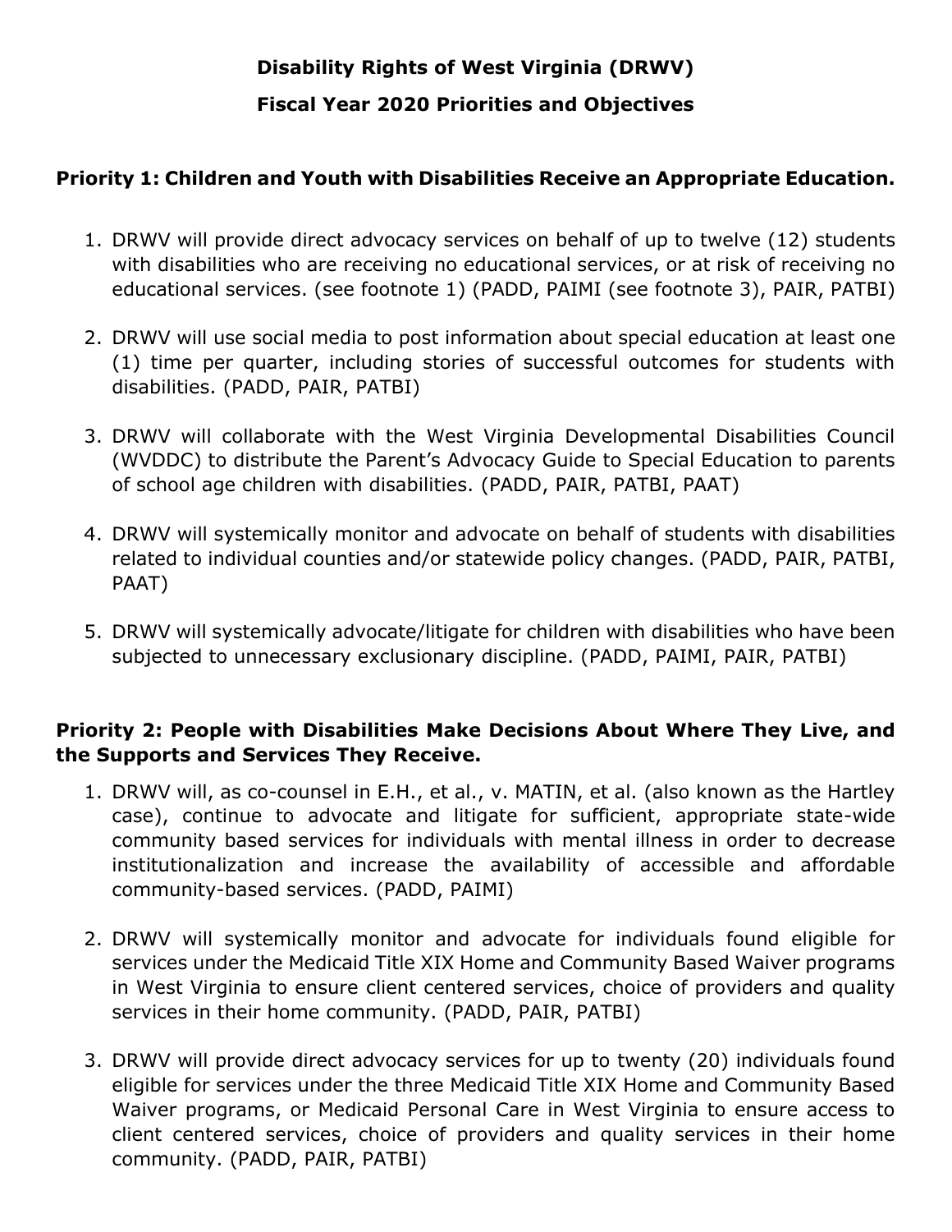# Disability Rights of West Virginia (DRWV)

# Fiscal Year 2020 Priorities and Objectives

## Priority 1: Children and Youth with Disabilities Receive an Appropriate Education.

1. DRWV will provide direct advocacy services on behalf of up to twelve (12) students with disabilities who are receiving no educational services, or at risk of receiving no educational services. (see footnote 1) (PADD, PAIMI (see footnote 3), PAIR, PATBI)

2. DRWV will use social media to post information about special education at least one (1) time per quarter, including stories of successful outcomes for students with disabilities. (PADD, PAIR, PATBI)

3. DRWV will collaborate with the West Virginia Developmental Disabilities Council (WVDDC) to distribute the Parent's Advocacy Guide to Special Education to parents of school age children with disabilities. (PADD, PAIR, PATBI, PAAT)

4. DRWV will systemically monitor and advocate on behalf of students with disabilities related to individual counties and/or statewide policy changes. (PADD, PAIR, PATBI, PAAT)

5. DRWV will systemically advocate/litigate for children with disabilities who have been subjected to unnecessary exclusionary discipline. (PADD, PAIMI, PAIR, PATBI)

## Priority 2: People with Disabilities Make Decisions About Where They Live, and the Supports and Services They Receive.

1. DRWV will, as co-counsel in E.H., et al., v. MATIN, et al. (also known as the Hartley case), continue to advocate and litigate for sufficient, appropriate state-wide community based services for individuals with mental illness in order to decrease institutionalization and increase the availability of accessible and affordable community-based services. (PADD, PAIMI)

2. DRWV will systemically monitor and advocate for individuals found eligible for services under the Medicaid Title XIX Home and Community Based Waiver programs in West Virginia to ensure client centered services, choice of providers and quality services in their home community. (PADD, PAIR, PATBI)

3. DRWV will provide direct advocacy services for up to twenty (20) individuals found eligible for services under the three Medicaid Title XIX Home and Community Based Waiver programs, or Medicaid Personal Care in West Virginia to ensure access to client centered services, choice of providers and quality services in their home community. (PADD, PAIR, PATBI)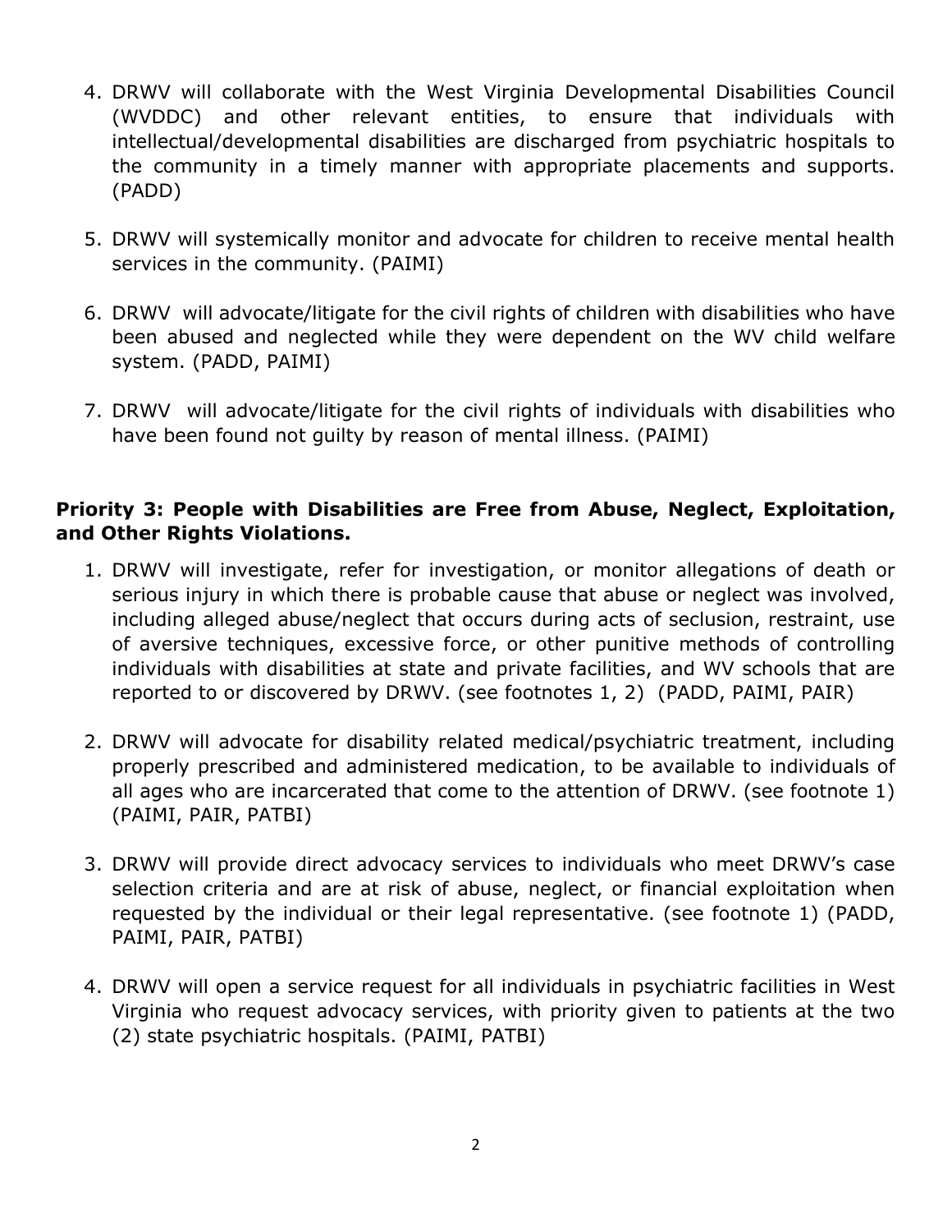4. DRWV will collaborate with the West Virginia Developmental Disabilities Council (WVDDC) and other relevant entities, to ensure that individuals with intellectual/developmental disabilities are discharged from psychiatric hospitals to the community in a timely manner with appropriate placements and supports. (PADD)

5. DRWV will systemically monitor and advocate for children to receive mental health services in the community. (PAIMI)

6. DRWV will advocate/litigate for the civil rights of children with disabilities who have been abused and neglected while they were dependent on the WV child welfare system. (PADD, PAIMI)

7. DRWV will advocate/litigate for the civil rights of individuals with disabilities who have been found not guilty by reason of mental illness. (PAIMI)

**Priority 3: People with Disabilities are Free from Abuse, Neglect, Exploitation, and Other Rights Violations.**

1. DRWV will investigate, refer for investigation, or monitor allegations of death or serious injury in which there is probable cause that abuse or neglect was involved, including alleged abuse/neglect that occurs during acts of seclusion, restraint, use of aversive techniques, excessive force, or other punitive methods of controlling individuals with disabilities at state and private facilities, and WV schools that are reported to or discovered by DRWV. (see footnotes 1, 2) (PADD, PAIMI, PAIR)

2. DRWV will advocate for disability related medical/psychiatric treatment, including properly prescribed and administered medication, to be available to individuals of all ages who are incarcerated that come to the attention of DRWV. (see footnote 1) (PAIMI, PAIR, PATBI)

3. DRWV will provide direct advocacy services to individuals who meet DRWV's case selection criteria and are at risk of abuse, neglect, or financial exploitation when requested by the individual or their legal representative. (see footnote 1) (PADD, PAIMI, PAIR, PATBI)

4. DRWV will open a service request for all individuals in psychiatric facilities in West Virginia who request advocacy services, with priority given to patients at the two (2) state psychiatric hospitals. (PAIMI, PATBI)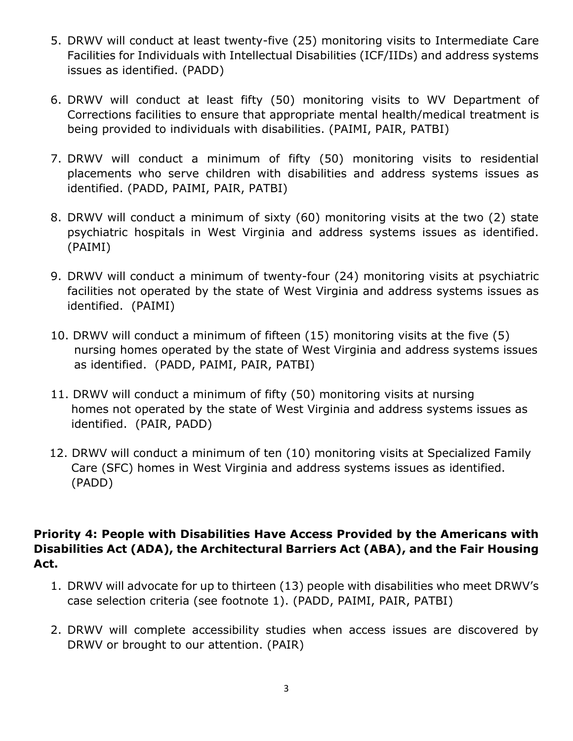5. DRWV will conduct at least twenty-five (25) monitoring visits to Intermediate Care Facilities for Individuals with Intellectual Disabilities (ICF/IIDs) and address systems issues as identified. (PADD)

6. DRWV will conduct at least fifty (50) monitoring visits to WV Department of Corrections facilities to ensure that appropriate mental health/medical treatment is being provided to individuals with disabilities. (PAIMI, PAIR, PATBI)

7. DRWV will conduct a minimum of fifty (50) monitoring visits to residential placements who serve children with disabilities and address systems issues as identified. (PADD, PAIMI, PAIR, PATBI)

8. DRWV will conduct a minimum of sixty (60) monitoring visits at the two (2) state psychiatric hospitals in West Virginia and address systems issues as identified. (PAIMI)

9. DRWV will conduct a minimum of twenty-four (24) monitoring visits at psychiatric facilities not operated by the state of West Virginia and address systems issues as identified. (PAIMI)

10. DRWV will conduct a minimum of fifteen (15) monitoring visits at the five (5) nursing homes operated by the state of West Virginia and address systems issues as identified. (PADD, PAIMI, PAIR, PATBI)

11. DRWV will conduct a minimum of fifty (50) monitoring visits at nursing homes not operated by the state of West Virginia and address systems issues as identified. (PAIR, PADD)

12. DRWV will conduct a minimum of ten (10) monitoring visits at Specialized Family Care (SFC) homes in West Virginia and address systems issues as identified. (PADD)

**Priority 4: People with Disabilities Have Access Provided by the Americans with Disabilities Act (ADA), the Architectural Barriers Act (ABA), and the Fair Housing Act.**

1. DRWV will advocate for up to thirteen (13) people with disabilities who meet DRWV's case selection criteria (see footnote 1). (PADD, PAIMI, PAIR, PATBI)

2. DRWV will complete accessibility studies when access issues are discovered by DRWV or brought to our attention. (PAIR)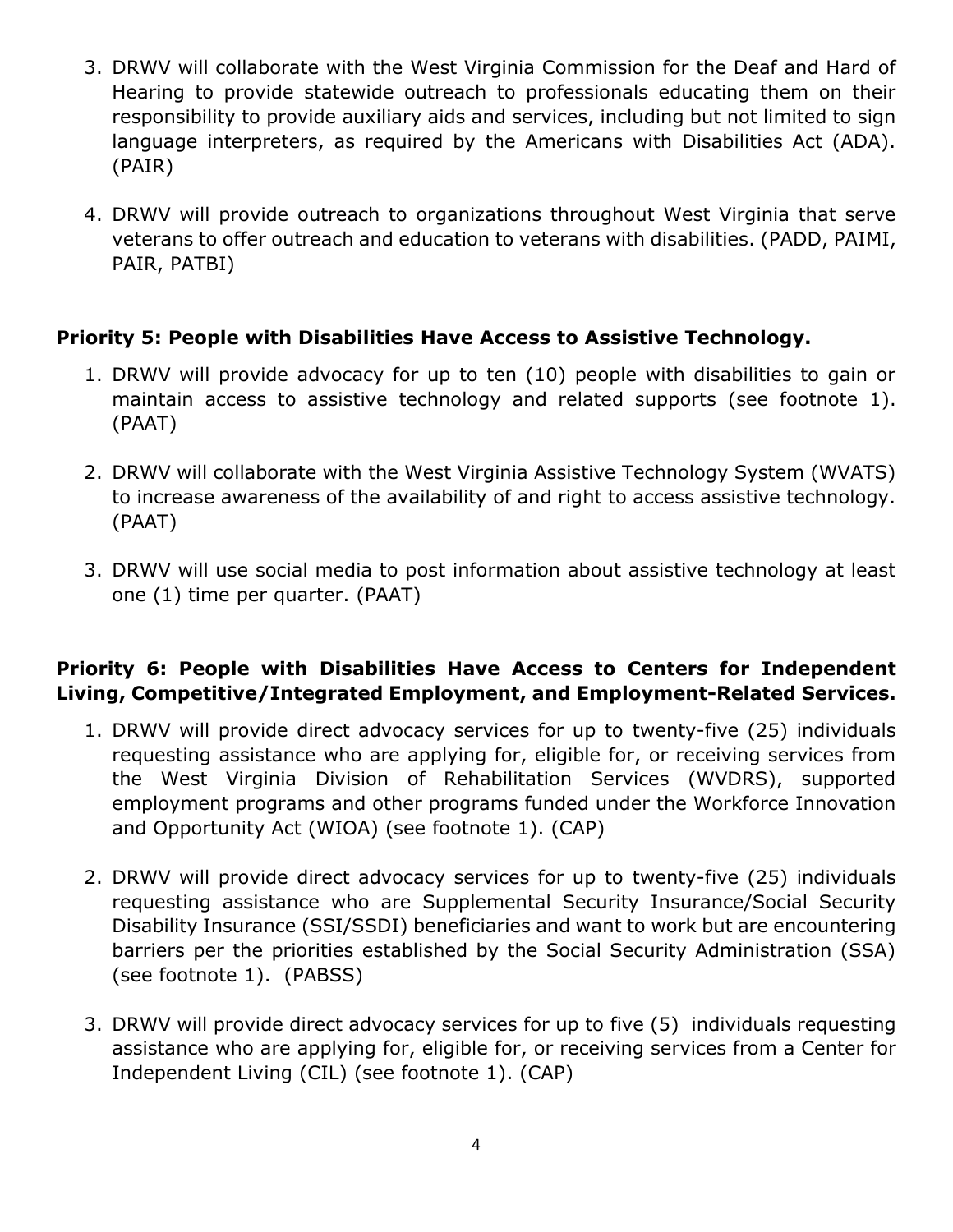3. DRWV will collaborate with the West Virginia Commission for the Deaf and Hard of Hearing to provide statewide outreach to professionals educating them on their responsibility to provide auxiliary aids and services, including but not limited to sign language interpreters, as required by the Americans with Disabilities Act (ADA). (PAIR)

4. DRWV will provide outreach to organizations throughout West Virginia that serve veterans to offer outreach and education to veterans with disabilities. (PADD, PAIMI, PAIR, PATBI)

**Priority 5: People with Disabilities Have Access to Assistive Technology.**

1. DRWV will provide advocacy for up to ten (10) people with disabilities to gain or maintain access to assistive technology and related supports (see footnote 1). (PAAT)

2. DRWV will collaborate with the West Virginia Assistive Technology System (WVATS) to increase awareness of the availability of and right to access assistive technology. (PAAT)

3. DRWV will use social media to post information about assistive technology at least one (1) time per quarter. (PAAT)

**Priority 6: People with Disabilities Have Access to Centers for Independent Living, Competitive/Integrated Employment, and Employment-Related Services.**

1. DRWV will provide direct advocacy services for up to twenty-five (25) individuals requesting assistance who are applying for, eligible for, or receiving services from the West Virginia Division of Rehabilitation Services (WVDRS), supported employment programs and other programs funded under the Workforce Innovation and Opportunity Act (WIOA) (see footnote 1). (CAP)

2. DRWV will provide direct advocacy services for up to twenty-five (25) individuals requesting assistance who are Supplemental Security Insurance/Social Security Disability Insurance (SSI/SSDI) beneficiaries and want to work but are encountering barriers per the priorities established by the Social Security Administration (SSA) (see footnote 1). (PABSS)

3. DRWV will provide direct advocacy services for up to five (5) individuals requesting assistance who are applying for, eligible for, or receiving services from a Center for Independent Living (CIL) (see footnote 1). (CAP)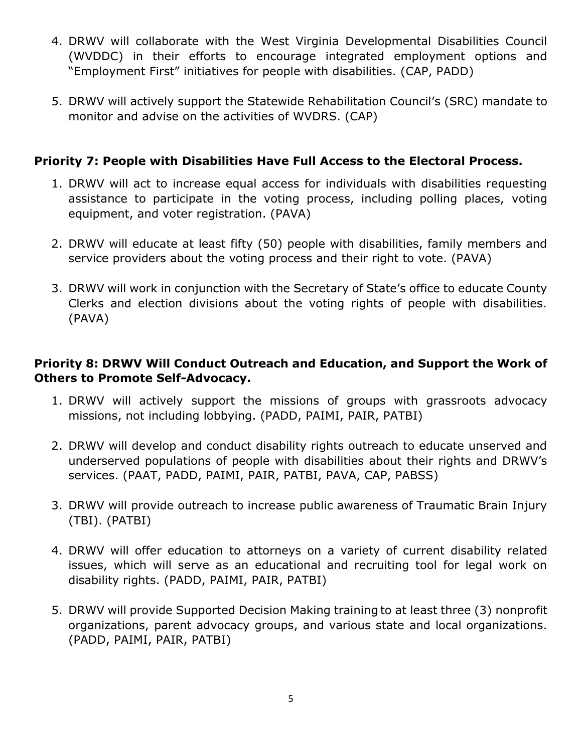4. DRWV will collaborate with the West Virginia Developmental Disabilities Council (WVDDC) in their efforts to encourage integrated employment options and "Employment First" initiatives for people with disabilities. (CAP, PADD)

5. DRWV will actively support the Statewide Rehabilitation Council's (SRC) mandate to monitor and advise on the activities of WVDRS. (CAP)

**Priority 7: People with Disabilities Have Full Access to the Electoral Process.**

1. DRWV will act to increase equal access for individuals with disabilities requesting assistance to participate in the voting process, including polling places, voting equipment, and voter registration. (PAVA)

2. DRWV will educate at least fifty (50) people with disabilities, family members and service providers about the voting process and their right to vote. (PAVA)

3. DRWV will work in conjunction with the Secretary of State's office to educate County Clerks and election divisions about the voting rights of people with disabilities. (PAVA)

**Priority 8: DRWV Will Conduct Outreach and Education, and Support the Work of Others to Promote Self-Advocacy.**

1. DRWV will actively support the missions of groups with grassroots advocacy missions, not including lobbying. (PADD, PAIMI, PAIR, PATBI)

2. DRWV will develop and conduct disability rights outreach to educate unserved and underserved populations of people with disabilities about their rights and DRWV's services. (PAAT, PADD, PAIMI, PAIR, PATBI, PAVA, CAP, PABSS)

3. DRWV will provide outreach to increase public awareness of Traumatic Brain Injury (TBI). (PATBI)

4. DRWV will offer education to attorneys on a variety of current disability related issues, which will serve as an educational and recruiting tool for legal work on disability rights. (PADD, PAIMI, PAIR, PATBI)

5. DRWV will provide Supported Decision Making training to at least three (3) nonprofit organizations, parent advocacy groups, and various state and local organizations. (PADD, PAIMI, PAIR, PATBI)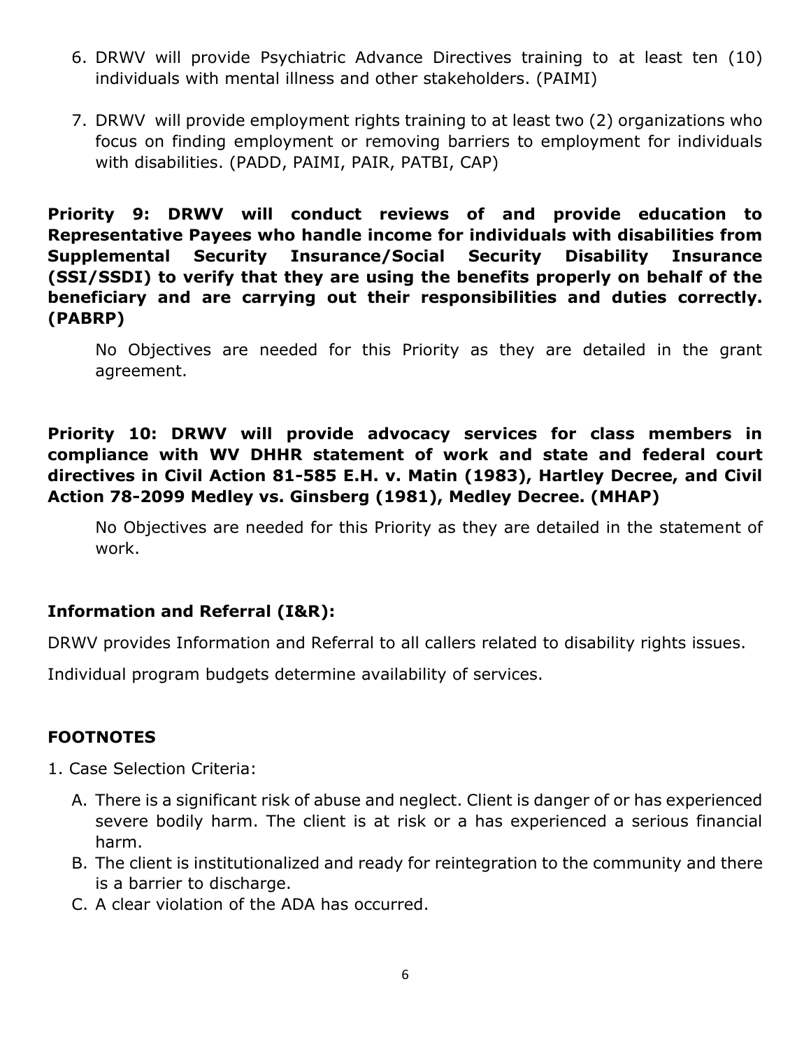6. DRWV will provide Psychiatric Advance Directives training to at least ten (10) individuals with mental illness and other stakeholders. (PAIMI)

7. DRWV will provide employment rights training to at least two (2) organizations who focus on finding employment or removing barriers to employment for individuals with disabilities. (PADD, PAIMI, PAIR, PATBI, CAP)

**Priority 9: DRWV will conduct reviews of and provide education to Representative Payees who handle income for individuals with disabilities from Supplemental Security Insurance/Social Security Disability Insurance (SSI/SSDI) to verify that they are using the benefits properly on behalf of the beneficiary and are carrying out their responsibilities and duties correctly. (PABRP)**

No Objectives are needed for this Priority as they are detailed in the grant agreement.

**Priority 10: DRWV will provide advocacy services for class members in compliance with WV DHHR statement of work and state and federal court directives in Civil Action 81-585 E.H. v. Matin (1983), Hartley Decree, and Civil Action 78-2099 Medley vs. Ginsberg (1981), Medley Decree. (MHAP)**

No Objectives are needed for this Priority as they are detailed in the statement of work.

**Information and Referral (I&R):**

DRWV provides Information and Referral to all callers related to disability rights issues.

Individual program budgets determine availability of services.

**FOOTNOTES**

1. Case Selection Criteria:

   A. There is a significant risk of abuse and neglect. Client is danger of or has experienced severe bodily harm. The client is at risk or a has experienced a serious financial harm.
   B. The client is institutionalized and ready for reintegration to the community and there is a barrier to discharge.
   C. A clear violation of the ADA has occurred.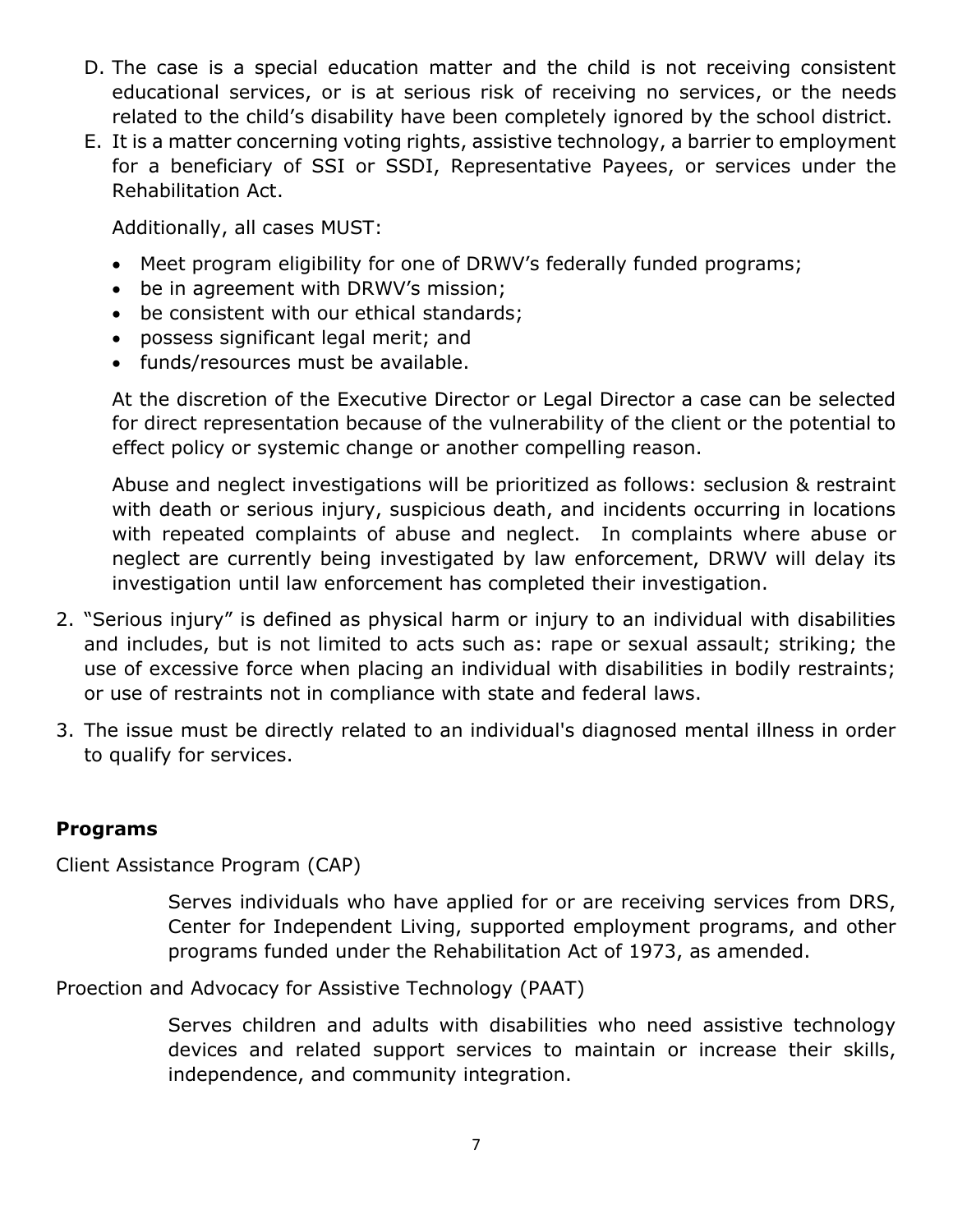D. The case is a special education matter and the child is not receiving consistent educational services, or is at serious risk of receiving no services, or the needs related to the child's disability have been completely ignored by the school district.
E. It is a matter concerning voting rights, assistive technology, a barrier to employment for a beneficiary of SSI or SSDI, Representative Payees, or services under the Rehabilitation Act.

   Additionally, all cases MUST:

   - Meet program eligibility for one of DRWV's federally funded programs;
   - be in agreement with DRWV's mission;
   - be consistent with our ethical standards;
   - possess significant legal merit; and
   - funds/resources must be available.

   At the discretion of the Executive Director or Legal Director a case can be selected for direct representation because of the vulnerability of the client or the potential to effect policy or systemic change or another compelling reason.

   Abuse and neglect investigations will be prioritized as follows: seclusion & restraint with death or serious injury, suspicious death, and incidents occurring in locations with repeated complaints of abuse and neglect. In complaints where abuse or neglect are currently being investigated by law enforcement, DRWV will delay its investigation until law enforcement has completed their investigation.

2. "Serious injury" is defined as physical harm or injury to an individual with disabilities and includes, but is not limited to acts such as: rape or sexual assault; striking; the use of excessive force when placing an individual with disabilities in bodily restraints; or use of restraints not in compliance with state and federal laws.
3. The issue must be directly related to an individual's diagnosed mental illness in order to qualify for services.

**Programs**

Client Assistance Program (CAP)

> Serves individuals who have applied for or are receiving services from DRS, Center for Independent Living, supported employment programs, and other programs funded under the Rehabilitation Act of 1973, as amended.

Proection and Advocacy for Assistive Technology (PAAT)

> Serves children and adults with disabilities who need assistive technology devices and related support services to maintain or increase their skills, independence, and community integration.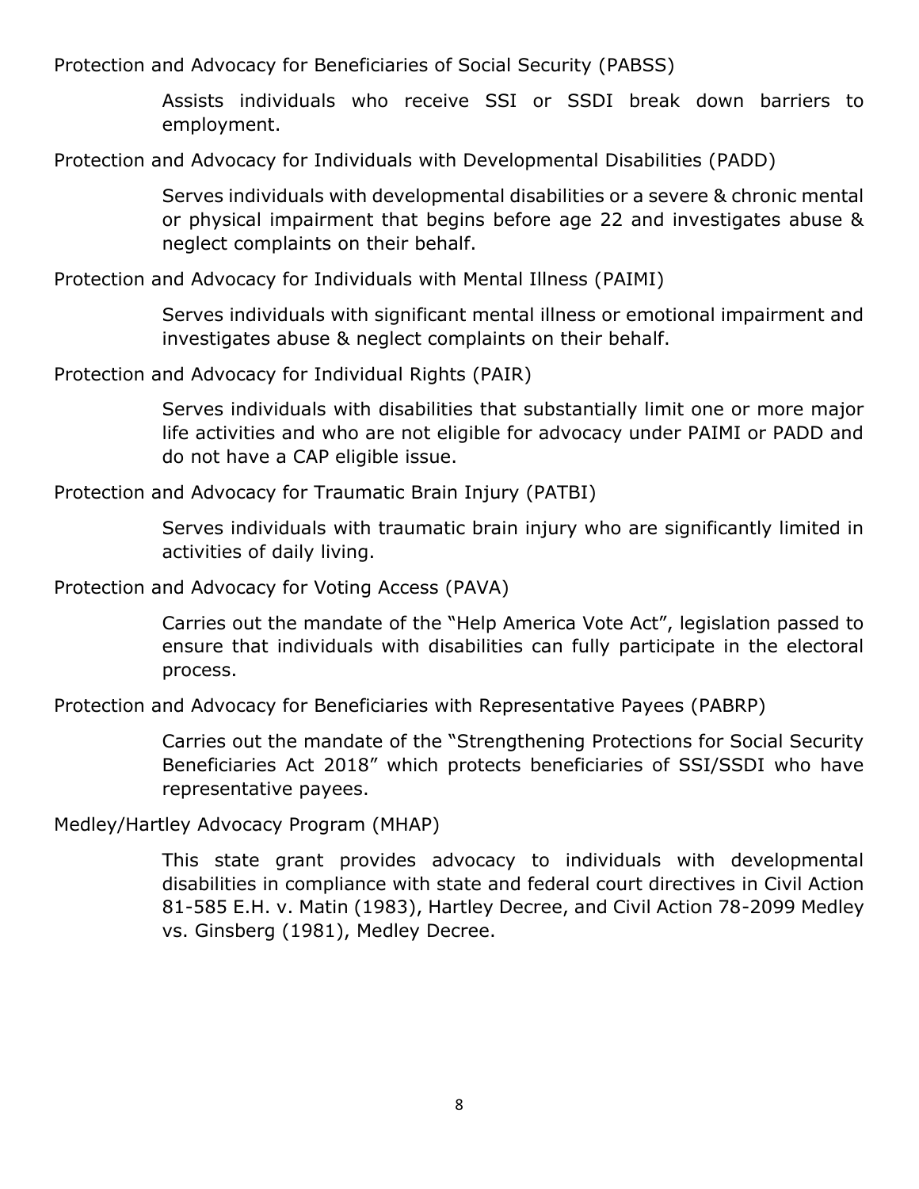Protection and Advocacy for Beneficiaries of Social Security (PABSS)

Assists individuals who receive SSI or SSDI break down barriers to employment.

Protection and Advocacy for Individuals with Developmental Disabilities (PADD)

Serves individuals with developmental disabilities or a severe & chronic mental or physical impairment that begins before age 22 and investigates abuse & neglect complaints on their behalf.

Protection and Advocacy for Individuals with Mental Illness (PAIMI)

Serves individuals with significant mental illness or emotional impairment and investigates abuse & neglect complaints on their behalf.

Protection and Advocacy for Individual Rights (PAIR)

Serves individuals with disabilities that substantially limit one or more major life activities and who are not eligible for advocacy under PAIMI or PADD and do not have a CAP eligible issue.

Protection and Advocacy for Traumatic Brain Injury (PATBI)

Serves individuals with traumatic brain injury who are significantly limited in activities of daily living.

Protection and Advocacy for Voting Access (PAVA)

Carries out the mandate of the "Help America Vote Act", legislation passed to ensure that individuals with disabilities can fully participate in the electoral process.

Protection and Advocacy for Beneficiaries with Representative Payees (PABRP)

Carries out the mandate of the "Strengthening Protections for Social Security Beneficiaries Act 2018" which protects beneficiaries of SSI/SSDI who have representative payees.

Medley/Hartley Advocacy Program (MHAP)

This state grant provides advocacy to individuals with developmental disabilities in compliance with state and federal court directives in Civil Action 81-585 E.H. v. Matin (1983), Hartley Decree, and Civil Action 78-2099 Medley vs. Ginsberg (1981), Medley Decree.